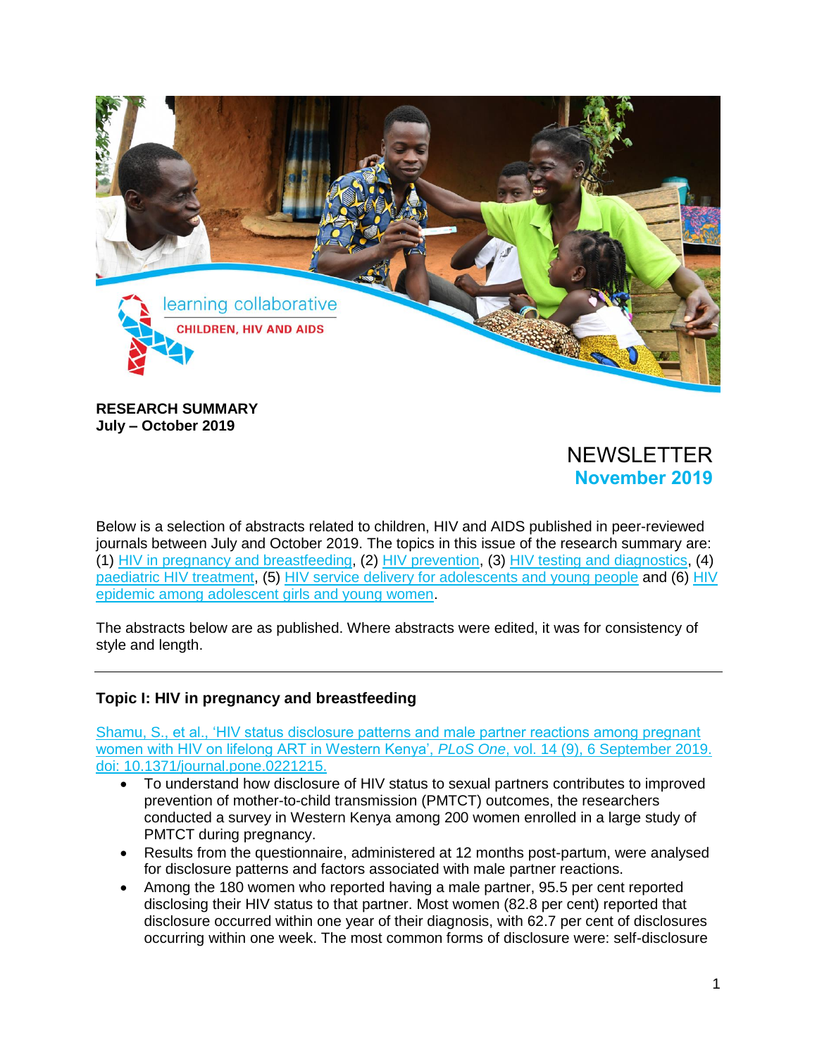learning collaborative

CHILDREN, HIV AND AIDS

**RESEARCH SUMMARY**
**July – October 2019**

# NEWSLETTER
## November 2019

Below is a selection of abstracts related to children, HIV and AIDS published in peer-reviewed journals between July and October 2019. The topics in this issue of the research summary are: (1) HIV in pregnancy and breastfeeding, (2) HIV prevention, (3) HIV testing and diagnostics, (4) paediatric HIV treatment, (5) HIV service delivery for adolescents and young people and (6) HIV epidemic among adolescent girls and young women.

The abstracts below are as published. Where abstracts were edited, it was for consistency of style and length.

---

### Topic I: HIV in pregnancy and breastfeeding

Shamu, S., et al., 'HIV status disclosure patterns and male partner reactions among pregnant women with HIV on lifelong ART in Western Kenya', *PLoS One*, vol. 14 (9), 6 September 2019. doi: 10.1371/journal.pone.0221215.

- To understand how disclosure of HIV status to sexual partners contributes to improved prevention of mother-to-child transmission (PMTCT) outcomes, the researchers conducted a survey in Western Kenya among 200 women enrolled in a large study of PMTCT during pregnancy.
- Results from the questionnaire, administered at 12 months post-partum, were analysed for disclosure patterns and factors associated with male partner reactions.
- Among the 180 women who reported having a male partner, 95.5 per cent reported disclosing their HIV status to that partner. Most women (82.8 per cent) reported that disclosure occurred within one year of their diagnosis, with 62.7 per cent of disclosures occurring within one week. The most common forms of disclosure were: self-disclosure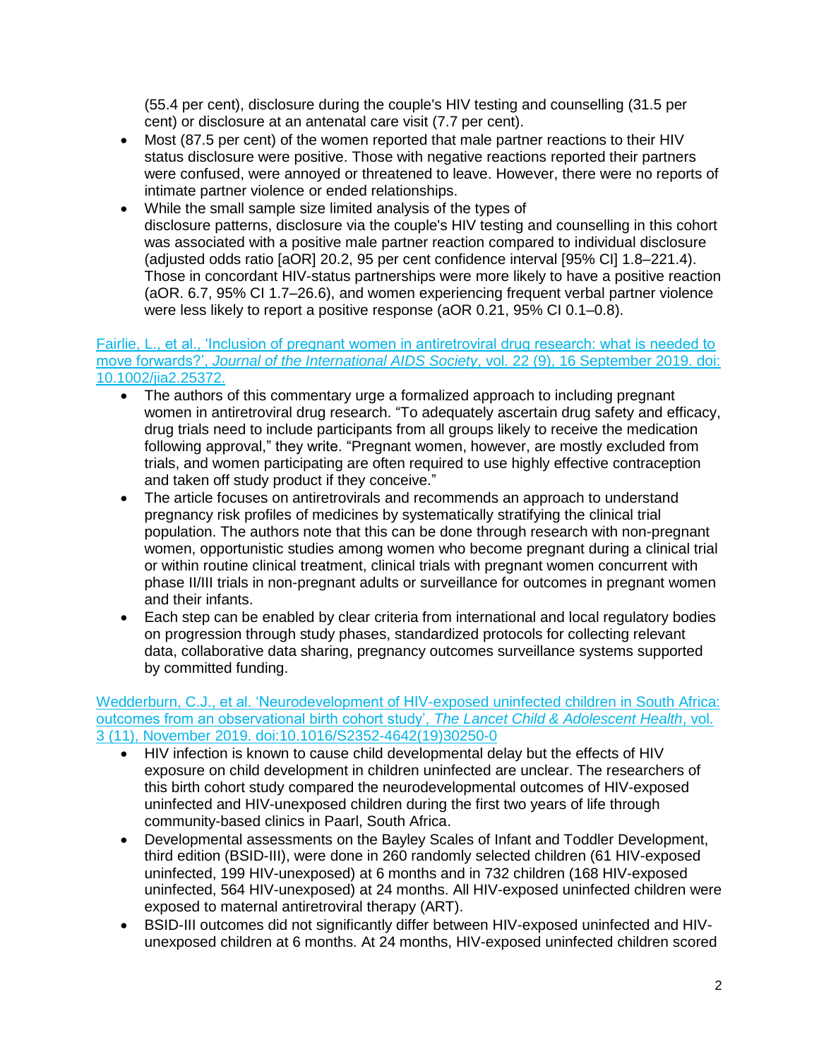(55.4 per cent), disclosure during the couple's HIV testing and counselling (31.5 per cent) or disclosure at an antenatal care visit (7.7 per cent).

- Most (87.5 per cent) of the women reported that male partner reactions to their HIV status disclosure were positive. Those with negative reactions reported their partners were confused, were annoyed or threatened to leave. However, there were no reports of intimate partner violence or ended relationships.
- While the small sample size limited analysis of the types of disclosure patterns, disclosure via the couple's HIV testing and counselling in this cohort was associated with a positive male partner reaction compared to individual disclosure (adjusted odds ratio [aOR] 20.2, 95 per cent confidence interval [95% CI] 1.8–221.4). Those in concordant HIV-status partnerships were more likely to have a positive reaction (aOR. 6.7, 95% CI 1.7–26.6), and women experiencing frequent verbal partner violence were less likely to report a positive response (aOR 0.21, 95% CI 0.1–0.8).

Fairlie, L., et al., 'Inclusion of pregnant women in antiretroviral drug research: what is needed to move forwards?', *Journal of the International AIDS Society*, vol. 22 (9), 16 September 2019. doi: 10.1002/jia2.25372.

- The authors of this commentary urge a formalized approach to including pregnant women in antiretroviral drug research. "To adequately ascertain drug safety and efficacy, drug trials need to include participants from all groups likely to receive the medication following approval," they write. "Pregnant women, however, are mostly excluded from trials, and women participating are often required to use highly effective contraception and taken off study product if they conceive."
- The article focuses on antiretrovirals and recommends an approach to understand pregnancy risk profiles of medicines by systematically stratifying the clinical trial population. The authors note that this can be done through research with non-pregnant women, opportunistic studies among women who become pregnant during a clinical trial or within routine clinical treatment, clinical trials with pregnant women concurrent with phase II/III trials in non-pregnant adults or surveillance for outcomes in pregnant women and their infants.
- Each step can be enabled by clear criteria from international and local regulatory bodies on progression through study phases, standardized protocols for collecting relevant data, collaborative data sharing, pregnancy outcomes surveillance systems supported by committed funding.

Wedderburn, C.J., et al. 'Neurodevelopment of HIV-exposed uninfected children in South Africa: outcomes from an observational birth cohort study', *The Lancet Child & Adolescent Health*, vol. 3 (11), November 2019. doi:10.1016/S2352-4642(19)30250-0

- HIV infection is known to cause child developmental delay but the effects of HIV exposure on child development in children uninfected are unclear. The researchers of this birth cohort study compared the neurodevelopmental outcomes of HIV-exposed uninfected and HIV-unexposed children during the first two years of life through community-based clinics in Paarl, South Africa.
- Developmental assessments on the Bayley Scales of Infant and Toddler Development, third edition (BSID-III), were done in 260 randomly selected children (61 HIV-exposed uninfected, 199 HIV-unexposed) at 6 months and in 732 children (168 HIV-exposed uninfected, 564 HIV-unexposed) at 24 months. All HIV-exposed uninfected children were exposed to maternal antiretroviral therapy (ART).
- BSID-III outcomes did not significantly differ between HIV-exposed uninfected and HIV-unexposed children at 6 months. At 24 months, HIV-exposed uninfected children scored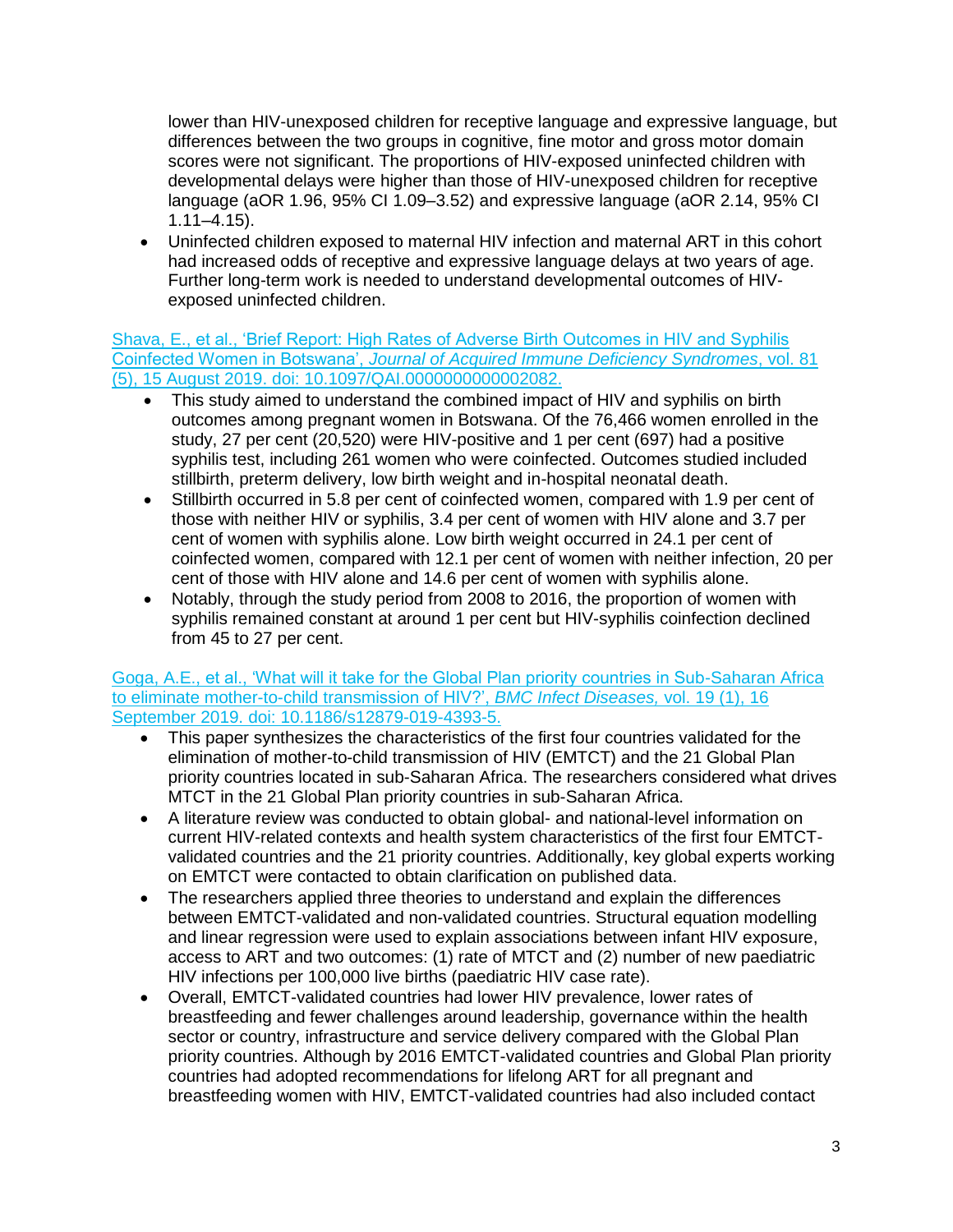lower than HIV-unexposed children for receptive language and expressive language, but differences between the two groups in cognitive, fine motor and gross motor domain scores were not significant. The proportions of HIV-exposed uninfected children with developmental delays were higher than those of HIV-unexposed children for receptive language (aOR 1.96, 95% CI 1.09–3.52) and expressive language (aOR 2.14, 95% CI 1.11–4.15).

- Uninfected children exposed to maternal HIV infection and maternal ART in this cohort had increased odds of receptive and expressive language delays at two years of age. Further long-term work is needed to understand developmental outcomes of HIV-exposed uninfected children.

[Shava, E., et al., 'Brief Report: High Rates of Adverse Birth Outcomes in HIV and Syphilis Coinfected Women in Botswana', *Journal of Acquired Immune Deficiency Syndromes*, vol. 81 (5), 15 August 2019. doi: 10.1097/QAI.0000000000002082.]

- This study aimed to understand the combined impact of HIV and syphilis on birth outcomes among pregnant women in Botswana. Of the 76,466 women enrolled in the study, 27 per cent (20,520) were HIV-positive and 1 per cent (697) had a positive syphilis test, including 261 women who were coinfected. Outcomes studied included stillbirth, preterm delivery, low birth weight and in-hospital neonatal death.
- Stillbirth occurred in 5.8 per cent of coinfected women, compared with 1.9 per cent of those with neither HIV or syphilis, 3.4 per cent of women with HIV alone and 3.7 per cent of women with syphilis alone. Low birth weight occurred in 24.1 per cent of coinfected women, compared with 12.1 per cent of women with neither infection, 20 per cent of those with HIV alone and 14.6 per cent of women with syphilis alone.
- Notably, through the study period from 2008 to 2016, the proportion of women with syphilis remained constant at around 1 per cent but HIV-syphilis coinfection declined from 45 to 27 per cent.

[Goga, A.E., et al., 'What will it take for the Global Plan priority countries in Sub-Saharan Africa to eliminate mother-to-child transmission of HIV?', *BMC Infect Diseases,* vol. 19 (1), 16 September 2019. doi: 10.1186/s12879-019-4393-5.]

- This paper synthesizes the characteristics of the first four countries validated for the elimination of mother-to-child transmission of HIV (EMTCT) and the 21 Global Plan priority countries located in sub-Saharan Africa. The researchers considered what drives MTCT in the 21 Global Plan priority countries in sub-Saharan Africa.
- A literature review was conducted to obtain global- and national-level information on current HIV-related contexts and health system characteristics of the first four EMTCT-validated countries and the 21 priority countries. Additionally, key global experts working on EMTCT were contacted to obtain clarification on published data.
- The researchers applied three theories to understand and explain the differences between EMTCT-validated and non-validated countries. Structural equation modelling and linear regression were used to explain associations between infant HIV exposure, access to ART and two outcomes: (1) rate of MTCT and (2) number of new paediatric HIV infections per 100,000 live births (paediatric HIV case rate).
- Overall, EMTCT-validated countries had lower HIV prevalence, lower rates of breastfeeding and fewer challenges around leadership, governance within the health sector or country, infrastructure and service delivery compared with the Global Plan priority countries. Although by 2016 EMTCT-validated countries and Global Plan priority countries had adopted recommendations for lifelong ART for all pregnant and breastfeeding women with HIV, EMTCT-validated countries had also included contact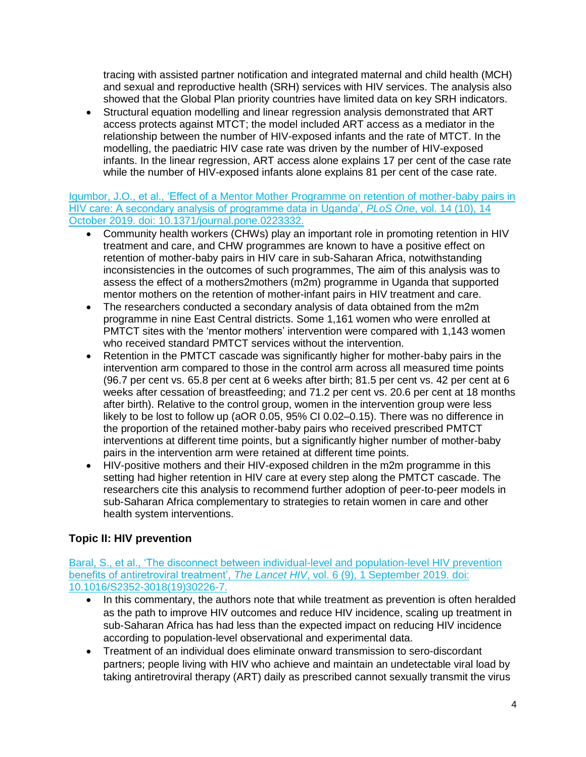tracing with assisted partner notification and integrated maternal and child health (MCH) and sexual and reproductive health (SRH) services with HIV services. The analysis also showed that the Global Plan priority countries have limited data on key SRH indicators.

- Structural equation modelling and linear regression analysis demonstrated that ART access protects against MTCT; the model included ART access as a mediator in the relationship between the number of HIV-exposed infants and the rate of MTCT. In the modelling, the paediatric HIV case rate was driven by the number of HIV-exposed infants. In the linear regression, ART access alone explains 17 per cent of the case rate while the number of HIV-exposed infants alone explains 81 per cent of the case rate.

[Igumbor, J.O., et al., 'Effect of a Mentor Mother Programme on retention of mother-baby pairs in HIV care: A secondary analysis of programme data in Uganda', *PLoS One*, vol. 14 (10), 14 October 2019. doi: 10.1371/journal.pone.0223332.]

- Community health workers (CHWs) play an important role in promoting retention in HIV treatment and care, and CHW programmes are known to have a positive effect on retention of mother-baby pairs in HIV care in sub-Saharan Africa, notwithstanding inconsistencies in the outcomes of such programmes, The aim of this analysis was to assess the effect of a mothers2mothers (m2m) programme in Uganda that supported mentor mothers on the retention of mother-infant pairs in HIV treatment and care.
- The researchers conducted a secondary analysis of data obtained from the m2m programme in nine East Central districts. Some 1,161 women who were enrolled at PMTCT sites with the 'mentor mothers' intervention were compared with 1,143 women who received standard PMTCT services without the intervention.
- Retention in the PMTCT cascade was significantly higher for mother-baby pairs in the intervention arm compared to those in the control arm across all measured time points (96.7 per cent vs. 65.8 per cent at 6 weeks after birth; 81.5 per cent vs. 42 per cent at 6 weeks after cessation of breastfeeding; and 71.2 per cent vs. 20.6 per cent at 18 months after birth). Relative to the control group, women in the intervention group were less likely to be lost to follow up (aOR 0.05, 95% CI 0.02–0.15). There was no difference in the proportion of the retained mother-baby pairs who received prescribed PMTCT interventions at different time points, but a significantly higher number of mother-baby pairs in the intervention arm were retained at different time points.
- HIV-positive mothers and their HIV-exposed children in the m2m programme in this setting had higher retention in HIV care at every step along the PMTCT cascade. The researchers cite this analysis to recommend further adoption of peer-to-peer models in sub-Saharan Africa complementary to strategies to retain women in care and other health system interventions.

## Topic II: HIV prevention

[Baral, S., et al., 'The disconnect between individual-level and population-level HIV prevention benefits of antiretroviral treatment', *The Lancet HIV*, vol. 6 (9), 1 September 2019. doi: 10.1016/S2352-3018(19)30226-7.]

- In this commentary, the authors note that while treatment as prevention is often heralded as the path to improve HIV outcomes and reduce HIV incidence, scaling up treatment in sub-Saharan Africa has had less than the expected impact on reducing HIV incidence according to population-level observational and experimental data.
- Treatment of an individual does eliminate onward transmission to sero-discordant partners; people living with HIV who achieve and maintain an undetectable viral load by taking antiretroviral therapy (ART) daily as prescribed cannot sexually transmit the virus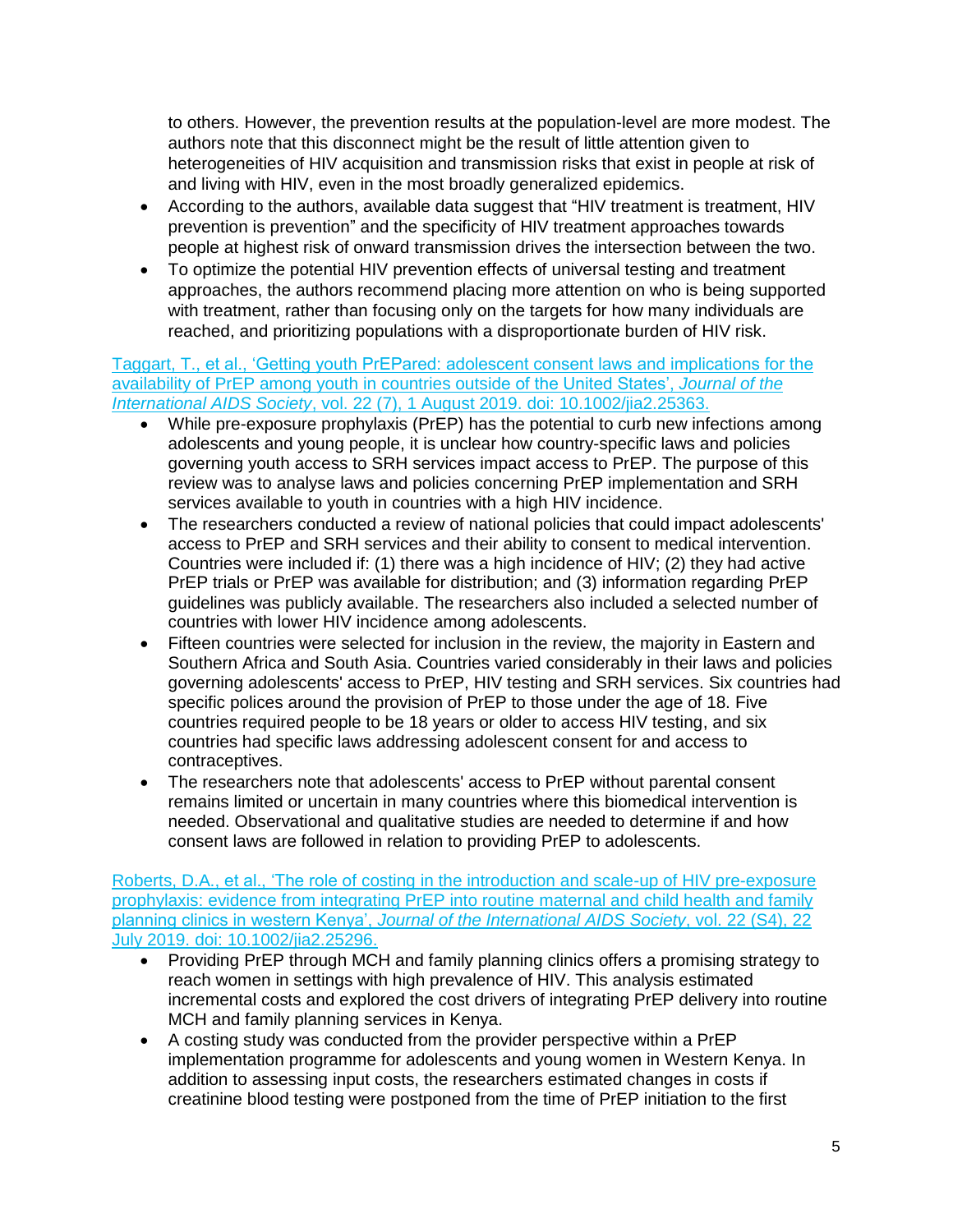to others. However, the prevention results at the population-level are more modest. The authors note that this disconnect might be the result of little attention given to heterogeneities of HIV acquisition and transmission risks that exist in people at risk of and living with HIV, even in the most broadly generalized epidemics.

- According to the authors, available data suggest that "HIV treatment is treatment, HIV prevention is prevention" and the specificity of HIV treatment approaches towards people at highest risk of onward transmission drives the intersection between the two.
- To optimize the potential HIV prevention effects of universal testing and treatment approaches, the authors recommend placing more attention on who is being supported with treatment, rather than focusing only on the targets for how many individuals are reached, and prioritizing populations with a disproportionate burden of HIV risk.

Taggart, T., et al., 'Getting youth PrEPared: adolescent consent laws and implications for the availability of PrEP among youth in countries outside of the United States', *Journal of the International AIDS Society*, vol. 22 (7), 1 August 2019. doi: 10.1002/jia2.25363.

- While pre-exposure prophylaxis (PrEP) has the potential to curb new infections among adolescents and young people, it is unclear how country-specific laws and policies governing youth access to SRH services impact access to PrEP. The purpose of this review was to analyse laws and policies concerning PrEP implementation and SRH services available to youth in countries with a high HIV incidence.
- The researchers conducted a review of national policies that could impact adolescents' access to PrEP and SRH services and their ability to consent to medical intervention. Countries were included if: (1) there was a high incidence of HIV; (2) they had active PrEP trials or PrEP was available for distribution; and (3) information regarding PrEP guidelines was publicly available. The researchers also included a selected number of countries with lower HIV incidence among adolescents.
- Fifteen countries were selected for inclusion in the review, the majority in Eastern and Southern Africa and South Asia. Countries varied considerably in their laws and policies governing adolescents' access to PrEP, HIV testing and SRH services. Six countries had specific polices around the provision of PrEP to those under the age of 18. Five countries required people to be 18 years or older to access HIV testing, and six countries had specific laws addressing adolescent consent for and access to contraceptives.
- The researchers note that adolescents' access to PrEP without parental consent remains limited or uncertain in many countries where this biomedical intervention is needed. Observational and qualitative studies are needed to determine if and how consent laws are followed in relation to providing PrEP to adolescents.

Roberts, D.A., et al., 'The role of costing in the introduction and scale-up of HIV pre-exposure prophylaxis: evidence from integrating PrEP into routine maternal and child health and family planning clinics in western Kenya', *Journal of the International AIDS Society*, vol. 22 (S4), 22 July 2019. doi: 10.1002/jia2.25296.

- Providing PrEP through MCH and family planning clinics offers a promising strategy to reach women in settings with high prevalence of HIV. This analysis estimated incremental costs and explored the cost drivers of integrating PrEP delivery into routine MCH and family planning services in Kenya.
- A costing study was conducted from the provider perspective within a PrEP implementation programme for adolescents and young women in Western Kenya. In addition to assessing input costs, the researchers estimated changes in costs if creatinine blood testing were postponed from the time of PrEP initiation to the first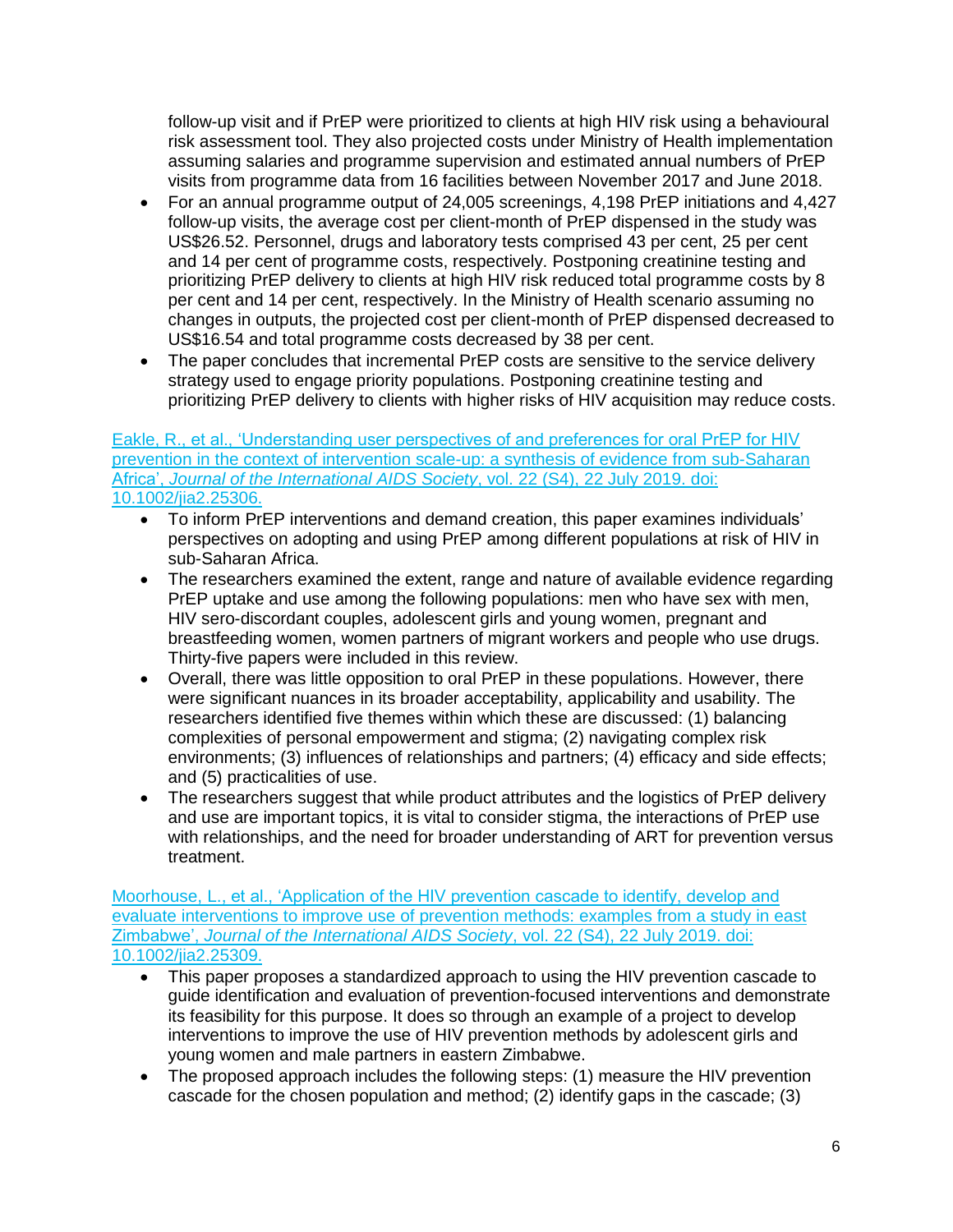follow-up visit and if PrEP were prioritized to clients at high HIV risk using a behavioural risk assessment tool. They also projected costs under Ministry of Health implementation assuming salaries and programme supervision and estimated annual numbers of PrEP visits from programme data from 16 facilities between November 2017 and June 2018.

- For an annual programme output of 24,005 screenings, 4,198 PrEP initiations and 4,427 follow-up visits, the average cost per client-month of PrEP dispensed in the study was US$26.52. Personnel, drugs and laboratory tests comprised 43 per cent, 25 per cent and 14 per cent of programme costs, respectively. Postponing creatinine testing and prioritizing PrEP delivery to clients at high HIV risk reduced total programme costs by 8 per cent and 14 per cent, respectively. In the Ministry of Health scenario assuming no changes in outputs, the projected cost per client-month of PrEP dispensed decreased to US$16.54 and total programme costs decreased by 38 per cent.
- The paper concludes that incremental PrEP costs are sensitive to the service delivery strategy used to engage priority populations. Postponing creatinine testing and prioritizing PrEP delivery to clients with higher risks of HIV acquisition may reduce costs.

Eakle, R., et al., 'Understanding user perspectives of and preferences for oral PrEP for HIV prevention in the context of intervention scale-up: a synthesis of evidence from sub-Saharan Africa', *Journal of the International AIDS Society*, vol. 22 (S4), 22 July 2019. doi: 10.1002/jia2.25306.

- To inform PrEP interventions and demand creation, this paper examines individuals' perspectives on adopting and using PrEP among different populations at risk of HIV in sub-Saharan Africa.
- The researchers examined the extent, range and nature of available evidence regarding PrEP uptake and use among the following populations: men who have sex with men, HIV sero-discordant couples, adolescent girls and young women, pregnant and breastfeeding women, women partners of migrant workers and people who use drugs. Thirty-five papers were included in this review.
- Overall, there was little opposition to oral PrEP in these populations. However, there were significant nuances in its broader acceptability, applicability and usability. The researchers identified five themes within which these are discussed: (1) balancing complexities of personal empowerment and stigma; (2) navigating complex risk environments; (3) influences of relationships and partners; (4) efficacy and side effects; and (5) practicalities of use.
- The researchers suggest that while product attributes and the logistics of PrEP delivery and use are important topics, it is vital to consider stigma, the interactions of PrEP use with relationships, and the need for broader understanding of ART for prevention versus treatment.

Moorhouse, L., et al., 'Application of the HIV prevention cascade to identify, develop and evaluate interventions to improve use of prevention methods: examples from a study in east Zimbabwe', *Journal of the International AIDS Society*, vol. 22 (S4), 22 July 2019. doi: 10.1002/jia2.25309.

- This paper proposes a standardized approach to using the HIV prevention cascade to guide identification and evaluation of prevention-focused interventions and demonstrate its feasibility for this purpose. It does so through an example of a project to develop interventions to improve the use of HIV prevention methods by adolescent girls and young women and male partners in eastern Zimbabwe.
- The proposed approach includes the following steps: (1) measure the HIV prevention cascade for the chosen population and method; (2) identify gaps in the cascade; (3)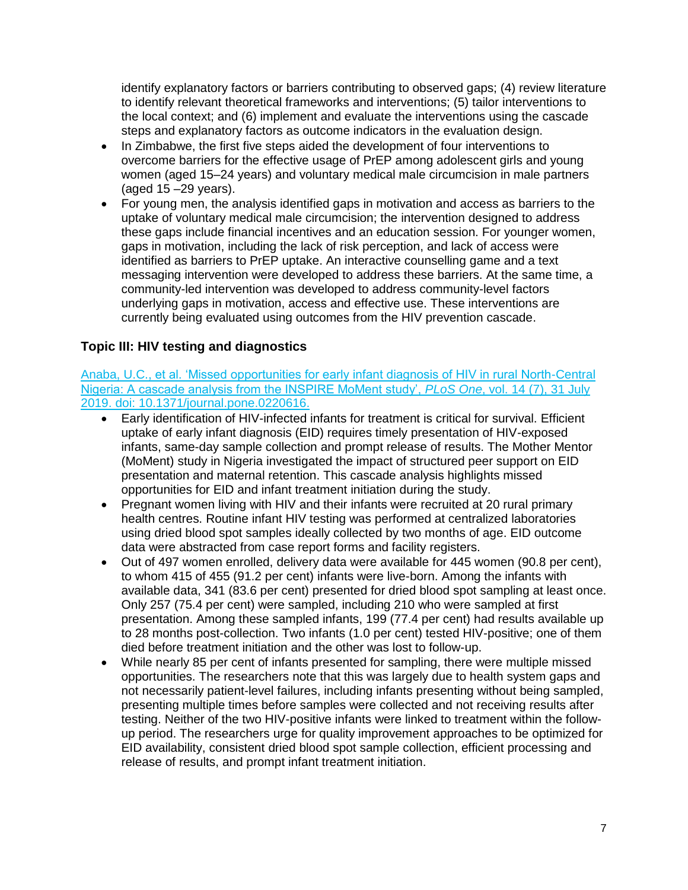identify explanatory factors or barriers contributing to observed gaps; (4) review literature to identify relevant theoretical frameworks and interventions; (5) tailor interventions to the local context; and (6) implement and evaluate the interventions using the cascade steps and explanatory factors as outcome indicators in the evaluation design.

- In Zimbabwe, the first five steps aided the development of four interventions to overcome barriers for the effective usage of PrEP among adolescent girls and young women (aged 15–24 years) and voluntary medical male circumcision in male partners (aged 15 –29 years).
- For young men, the analysis identified gaps in motivation and access as barriers to the uptake of voluntary medical male circumcision; the intervention designed to address these gaps include financial incentives and an education session. For younger women, gaps in motivation, including the lack of risk perception, and lack of access were identified as barriers to PrEP uptake. An interactive counselling game and a text messaging intervention were developed to address these barriers. At the same time, a community-led intervention was developed to address community-level factors underlying gaps in motivation, access and effective use. These interventions are currently being evaluated using outcomes from the HIV prevention cascade.

### Topic III: HIV testing and diagnostics

Anaba, U.C., et al. 'Missed opportunities for early infant diagnosis of HIV in rural North-Central Nigeria: A cascade analysis from the INSPIRE MoMent study', *PLoS One*, vol. 14 (7), 31 July 2019. doi: 10.1371/journal.pone.0220616.

- Early identification of HIV-infected infants for treatment is critical for survival. Efficient uptake of early infant diagnosis (EID) requires timely presentation of HIV-exposed infants, same-day sample collection and prompt release of results. The Mother Mentor (MoMent) study in Nigeria investigated the impact of structured peer support on EID presentation and maternal retention. This cascade analysis highlights missed opportunities for EID and infant treatment initiation during the study.
- Pregnant women living with HIV and their infants were recruited at 20 rural primary health centres. Routine infant HIV testing was performed at centralized laboratories using dried blood spot samples ideally collected by two months of age. EID outcome data were abstracted from case report forms and facility registers.
- Out of 497 women enrolled, delivery data were available for 445 women (90.8 per cent), to whom 415 of 455 (91.2 per cent) infants were live-born. Among the infants with available data, 341 (83.6 per cent) presented for dried blood spot sampling at least once. Only 257 (75.4 per cent) were sampled, including 210 who were sampled at first presentation. Among these sampled infants, 199 (77.4 per cent) had results available up to 28 months post-collection. Two infants (1.0 per cent) tested HIV-positive; one of them died before treatment initiation and the other was lost to follow-up.
- While nearly 85 per cent of infants presented for sampling, there were multiple missed opportunities. The researchers note that this was largely due to health system gaps and not necessarily patient-level failures, including infants presenting without being sampled, presenting multiple times before samples were collected and not receiving results after testing. Neither of the two HIV-positive infants were linked to treatment within the follow-up period. The researchers urge for quality improvement approaches to be optimized for EID availability, consistent dried blood spot sample collection, efficient processing and release of results, and prompt infant treatment initiation.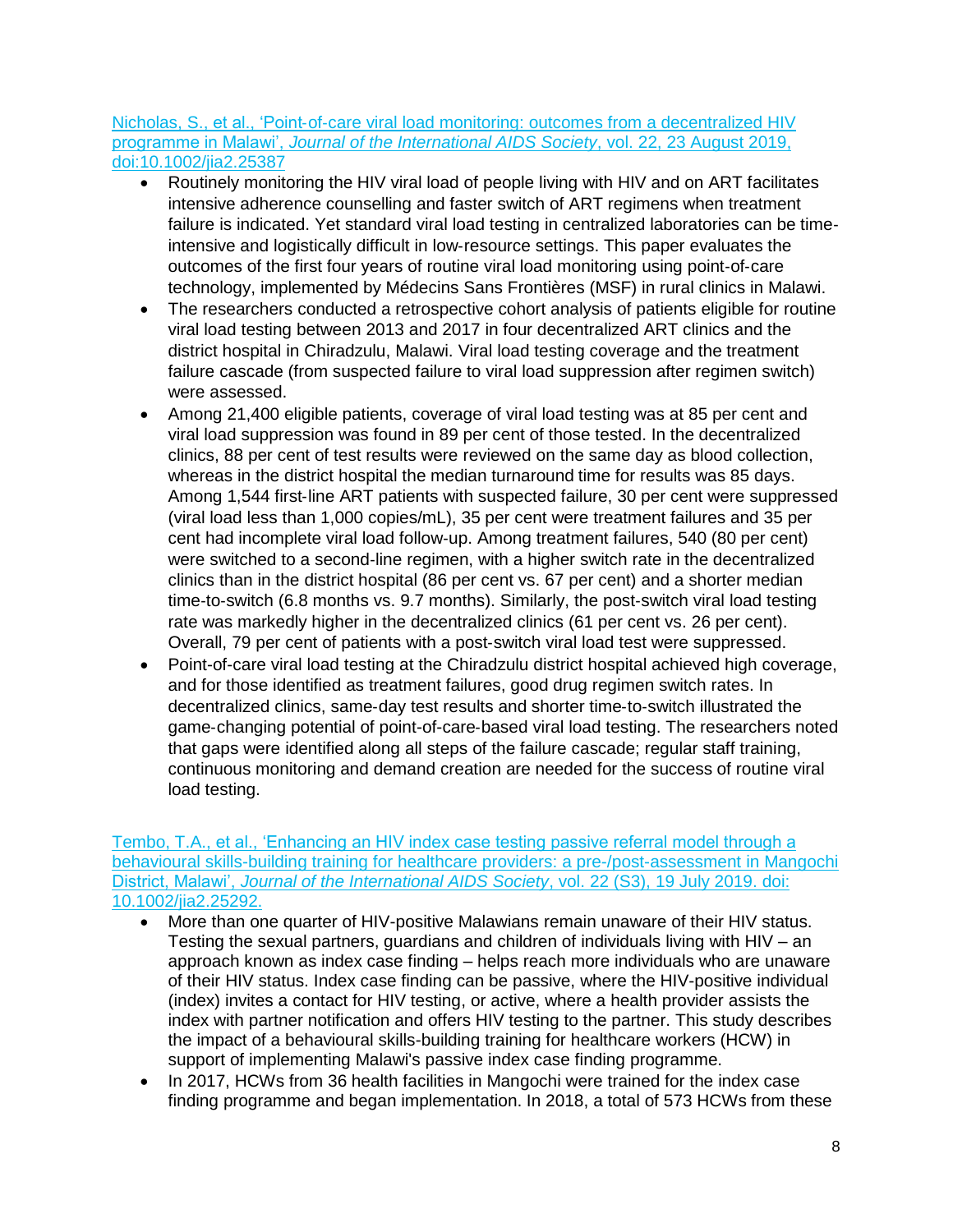[Nicholas, S., et al., 'Point-of-care viral load monitoring: outcomes from a decentralized HIV programme in Malawi', *Journal of the International AIDS Society*, vol. 22, 23 August 2019, doi:10.1002/jia2.25387]

- Routinely monitoring the HIV viral load of people living with HIV and on ART facilitates intensive adherence counselling and faster switch of ART regimens when treatment failure is indicated. Yet standard viral load testing in centralized laboratories can be time-intensive and logistically difficult in low-resource settings. This paper evaluates the outcomes of the first four years of routine viral load monitoring using point-of-care technology, implemented by Médecins Sans Frontières (MSF) in rural clinics in Malawi.
- The researchers conducted a retrospective cohort analysis of patients eligible for routine viral load testing between 2013 and 2017 in four decentralized ART clinics and the district hospital in Chiradzulu, Malawi. Viral load testing coverage and the treatment failure cascade (from suspected failure to viral load suppression after regimen switch) were assessed.
- Among 21,400 eligible patients, coverage of viral load testing was at 85 per cent and viral load suppression was found in 89 per cent of those tested. In the decentralized clinics, 88 per cent of test results were reviewed on the same day as blood collection, whereas in the district hospital the median turnaround time for results was 85 days. Among 1,544 first-line ART patients with suspected failure, 30 per cent were suppressed (viral load less than 1,000 copies/mL), 35 per cent were treatment failures and 35 per cent had incomplete viral load follow-up. Among treatment failures, 540 (80 per cent) were switched to a second-line regimen, with a higher switch rate in the decentralized clinics than in the district hospital (86 per cent vs. 67 per cent) and a shorter median time-to-switch (6.8 months vs. 9.7 months). Similarly, the post-switch viral load testing rate was markedly higher in the decentralized clinics (61 per cent vs. 26 per cent). Overall, 79 per cent of patients with a post-switch viral load test were suppressed.
- Point-of-care viral load testing at the Chiradzulu district hospital achieved high coverage, and for those identified as treatment failures, good drug regimen switch rates. In decentralized clinics, same-day test results and shorter time-to-switch illustrated the game-changing potential of point-of-care-based viral load testing. The researchers noted that gaps were identified along all steps of the failure cascade; regular staff training, continuous monitoring and demand creation are needed for the success of routine viral load testing.

[Tembo, T.A., et al., 'Enhancing an HIV index case testing passive referral model through a behavioural skills-building training for healthcare providers: a pre-/post-assessment in Mangochi District, Malawi', *Journal of the International AIDS Society*, vol. 22 (S3), 19 July 2019. doi: 10.1002/jia2.25292.]

- More than one quarter of HIV-positive Malawians remain unaware of their HIV status. Testing the sexual partners, guardians and children of individuals living with HIV – an approach known as index case finding – helps reach more individuals who are unaware of their HIV status. Index case finding can be passive, where the HIV-positive individual (index) invites a contact for HIV testing, or active, where a health provider assists the index with partner notification and offers HIV testing to the partner. This study describes the impact of a behavioural skills-building training for healthcare workers (HCW) in support of implementing Malawi's passive index case finding programme.
- In 2017, HCWs from 36 health facilities in Mangochi were trained for the index case finding programme and began implementation. In 2018, a total of 573 HCWs from these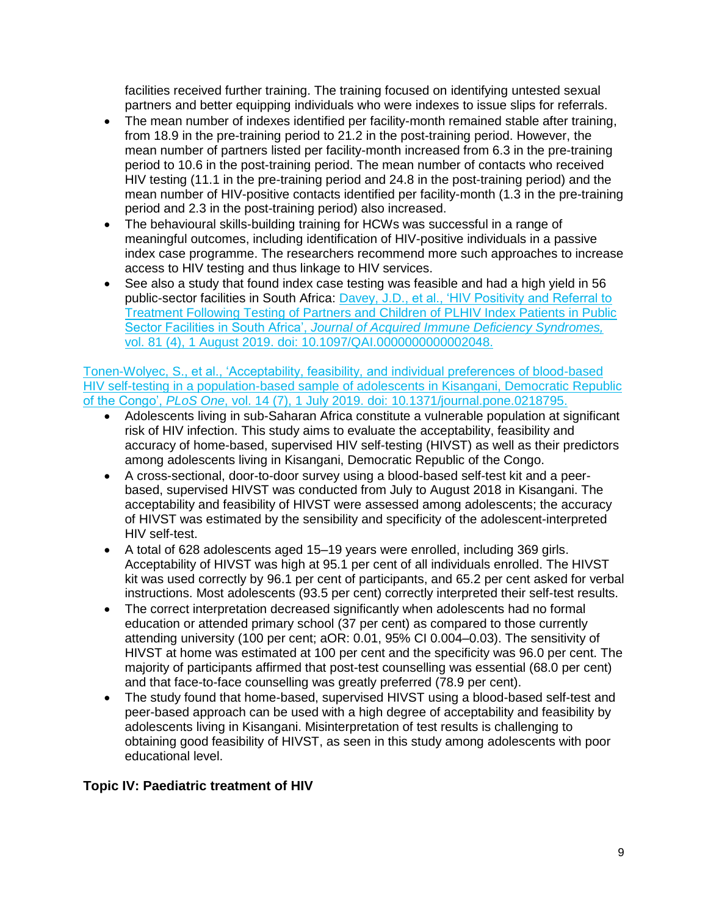facilities received further training. The training focused on identifying untested sexual partners and better equipping individuals who were indexes to issue slips for referrals.

- The mean number of indexes identified per facility-month remained stable after training, from 18.9 in the pre-training period to 21.2 in the post-training period. However, the mean number of partners listed per facility-month increased from 6.3 in the pre-training period to 10.6 in the post-training period. The mean number of contacts who received HIV testing (11.1 in the pre-training period and 24.8 in the post-training period) and the mean number of HIV-positive contacts identified per facility-month (1.3 in the pre-training period and 2.3 in the post-training period) also increased.
- The behavioural skills-building training for HCWs was successful in a range of meaningful outcomes, including identification of HIV-positive individuals in a passive index case programme. The researchers recommend more such approaches to increase access to HIV testing and thus linkage to HIV services.
- See also a study that found index case testing was feasible and had a high yield in 56 public-sector facilities in South Africa: [Davey, J.D., et al., 'HIV Positivity and Referral to Treatment Following Testing of Partners and Children of PLHIV Index Patients in Public Sector Facilities in South Africa', *Journal of Acquired Immune Deficiency Syndromes,* vol. 81 (4), 1 August 2019. doi: 10.1097/QAI.0000000000002048.]()

[Tonen-Wolyec, S., et al., 'Acceptability, feasibility, and individual preferences of blood-based HIV self-testing in a population-based sample of adolescents in Kisangani, Democratic Republic of the Congo', *PLoS One*, vol. 14 (7), 1 July 2019. doi: 10.1371/journal.pone.0218795.]()

- Adolescents living in sub-Saharan Africa constitute a vulnerable population at significant risk of HIV infection. This study aims to evaluate the acceptability, feasibility and accuracy of home-based, supervised HIV self-testing (HIVST) as well as their predictors among adolescents living in Kisangani, Democratic Republic of the Congo.
- A cross-sectional, door-to-door survey using a blood-based self-test kit and a peer-based, supervised HIVST was conducted from July to August 2018 in Kisangani. The acceptability and feasibility of HIVST were assessed among adolescents; the accuracy of HIVST was estimated by the sensibility and specificity of the adolescent-interpreted HIV self-test.
- A total of 628 adolescents aged 15–19 years were enrolled, including 369 girls. Acceptability of HIVST was high at 95.1 per cent of all individuals enrolled. The HIVST kit was used correctly by 96.1 per cent of participants, and 65.2 per cent asked for verbal instructions. Most adolescents (93.5 per cent) correctly interpreted their self-test results.
- The correct interpretation decreased significantly when adolescents had no formal education or attended primary school (37 per cent) as compared to those currently attending university (100 per cent; aOR: 0.01, 95% CI 0.004–0.03). The sensitivity of HIVST at home was estimated at 100 per cent and the specificity was 96.0 per cent. The majority of participants affirmed that post-test counselling was essential (68.0 per cent) and that face-to-face counselling was greatly preferred (78.9 per cent).
- The study found that home-based, supervised HIVST using a blood-based self-test and peer-based approach can be used with a high degree of acceptability and feasibility by adolescents living in Kisangani. Misinterpretation of test results is challenging to obtaining good feasibility of HIVST, as seen in this study among adolescents with poor educational level.

### Topic IV: Paediatric treatment of HIV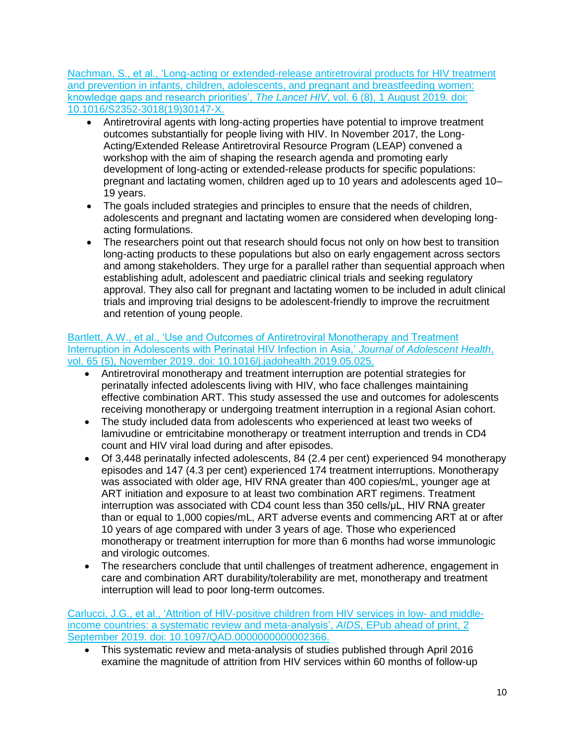Nachman, S., et al., 'Long-acting or extended-release antiretroviral products for HIV treatment and prevention in infants, children, adolescents, and pregnant and breastfeeding women: knowledge gaps and research priorities', *The Lancet HIV*, vol. 6 (8), 1 August 2019. doi: 10.1016/S2352-3018(19)30147-X.

- Antiretroviral agents with long-acting properties have potential to improve treatment outcomes substantially for people living with HIV. In November 2017, the Long-Acting/Extended Release Antiretroviral Resource Program (LEAP) convened a workshop with the aim of shaping the research agenda and promoting early development of long-acting or extended-release products for specific populations: pregnant and lactating women, children aged up to 10 years and adolescents aged 10–19 years.
- The goals included strategies and principles to ensure that the needs of children, adolescents and pregnant and lactating women are considered when developing long-acting formulations.
- The researchers point out that research should focus not only on how best to transition long-acting products to these populations but also on early engagement across sectors and among stakeholders. They urge for a parallel rather than sequential approach when establishing adult, adolescent and paediatric clinical trials and seeking regulatory approval. They also call for pregnant and lactating women to be included in adult clinical trials and improving trial designs to be adolescent-friendly to improve the recruitment and retention of young people.

Bartlett, A.W., et al., 'Use and Outcomes of Antiretroviral Monotherapy and Treatment Interruption in Adolescents with Perinatal HIV Infection in Asia,' *Journal of Adolescent Health*, vol. 65 (5), November 2019. doi: 10.1016/j.jadohealth.2019.05.025.

- Antiretroviral monotherapy and treatment interruption are potential strategies for perinatally infected adolescents living with HIV, who face challenges maintaining effective combination ART. This study assessed the use and outcomes for adolescents receiving monotherapy or undergoing treatment interruption in a regional Asian cohort.
- The study included data from adolescents who experienced at least two weeks of lamivudine or emtricitabine monotherapy or treatment interruption and trends in CD4 count and HIV viral load during and after episodes.
- Of 3,448 perinatally infected adolescents, 84 (2.4 per cent) experienced 94 monotherapy episodes and 147 (4.3 per cent) experienced 174 treatment interruptions. Monotherapy was associated with older age, HIV RNA greater than 400 copies/mL, younger age at ART initiation and exposure to at least two combination ART regimens. Treatment interruption was associated with CD4 count less than 350 cells/μL, HIV RNA greater than or equal to 1,000 copies/mL, ART adverse events and commencing ART at or after 10 years of age compared with under 3 years of age. Those who experienced monotherapy or treatment interruption for more than 6 months had worse immunologic and virologic outcomes.
- The researchers conclude that until challenges of treatment adherence, engagement in care and combination ART durability/tolerability are met, monotherapy and treatment interruption will lead to poor long-term outcomes.

Carlucci, J.G., et al., 'Attrition of HIV-positive children from HIV services in low- and middle-income countries: a systematic review and meta-analysis', *AIDS*, EPub ahead of print, 2 September 2019. doi: 10.1097/QAD.0000000000002366.

- This systematic review and meta-analysis of studies published through April 2016 examine the magnitude of attrition from HIV services within 60 months of follow-up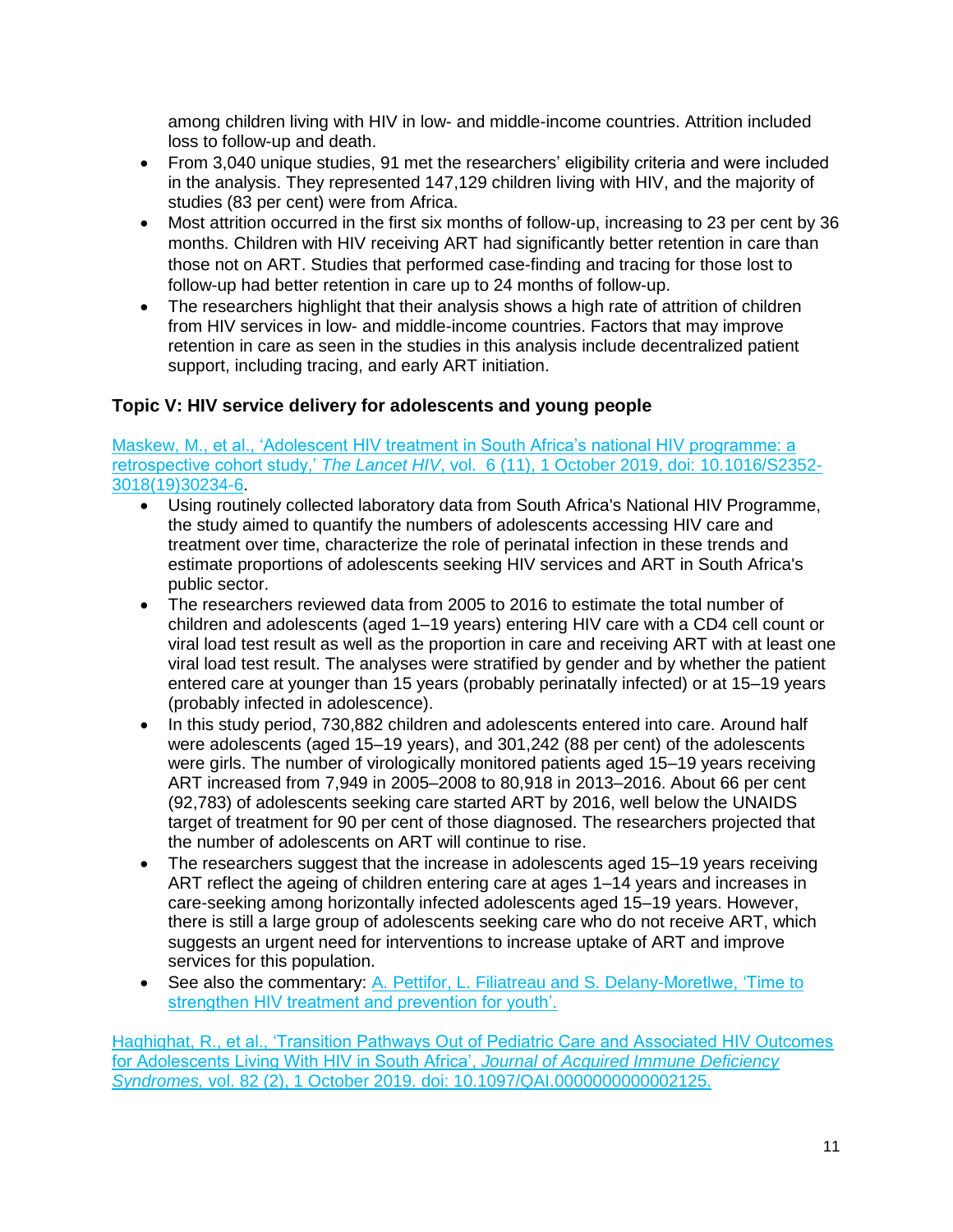among children living with HIV in low- and middle-income countries. Attrition included loss to follow-up and death.

- From 3,040 unique studies, 91 met the researchers' eligibility criteria and were included in the analysis. They represented 147,129 children living with HIV, and the majority of studies (83 per cent) were from Africa.
- Most attrition occurred in the first six months of follow-up, increasing to 23 per cent by 36 months. Children with HIV receiving ART had significantly better retention in care than those not on ART. Studies that performed case-finding and tracing for those lost to follow-up had better retention in care up to 24 months of follow-up.
- The researchers highlight that their analysis shows a high rate of attrition of children from HIV services in low- and middle-income countries. Factors that may improve retention in care as seen in the studies in this analysis include decentralized patient support, including tracing, and early ART initiation.

### Topic V: HIV service delivery for adolescents and young people

Maskew, M., et al., 'Adolescent HIV treatment in South Africa's national HIV programme: a retrospective cohort study,' *The Lancet HIV*, vol. 6 (11), 1 October 2019, doi: 10.1016/S2352-3018(19)30234-6.

- Using routinely collected laboratory data from South Africa's National HIV Programme, the study aimed to quantify the numbers of adolescents accessing HIV care and treatment over time, characterize the role of perinatal infection in these trends and estimate proportions of adolescents seeking HIV services and ART in South Africa's public sector.
- The researchers reviewed data from 2005 to 2016 to estimate the total number of children and adolescents (aged 1–19 years) entering HIV care with a CD4 cell count or viral load test result as well as the proportion in care and receiving ART with at least one viral load test result. The analyses were stratified by gender and by whether the patient entered care at younger than 15 years (probably perinatally infected) or at 15–19 years (probably infected in adolescence).
- In this study period, 730,882 children and adolescents entered into care. Around half were adolescents (aged 15–19 years), and 301,242 (88 per cent) of the adolescents were girls. The number of virologically monitored patients aged 15–19 years receiving ART increased from 7,949 in 2005–2008 to 80,918 in 2013–2016. About 66 per cent (92,783) of adolescents seeking care started ART by 2016, well below the UNAIDS target of treatment for 90 per cent of those diagnosed. The researchers projected that the number of adolescents on ART will continue to rise.
- The researchers suggest that the increase in adolescents aged 15–19 years receiving ART reflect the ageing of children entering care at ages 1–14 years and increases in care-seeking among horizontally infected adolescents aged 15–19 years. However, there is still a large group of adolescents seeking care who do not receive ART, which suggests an urgent need for interventions to increase uptake of ART and improve services for this population.
- See also the commentary: A. Pettifor, L. Filiatreau and S. Delany-Moretlwe, 'Time to strengthen HIV treatment and prevention for youth'.

Haghighat, R., et al., 'Transition Pathways Out of Pediatric Care and Associated HIV Outcomes for Adolescents Living With HIV in South Africa', *Journal of Acquired Immune Deficiency Syndromes*, vol. 82 (2), 1 October 2019. doi: 10.1097/QAI.0000000000002125.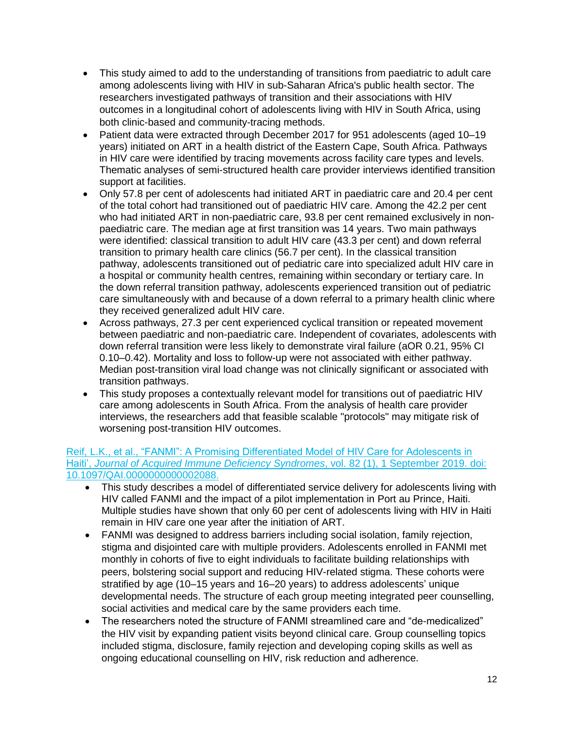- This study aimed to add to the understanding of transitions from paediatric to adult care among adolescents living with HIV in sub-Saharan Africa's public health sector. The researchers investigated pathways of transition and their associations with HIV outcomes in a longitudinal cohort of adolescents living with HIV in South Africa, using both clinic-based and community-tracing methods.
- Patient data were extracted through December 2017 for 951 adolescents (aged 10–19 years) initiated on ART in a health district of the Eastern Cape, South Africa. Pathways in HIV care were identified by tracing movements across facility care types and levels. Thematic analyses of semi-structured health care provider interviews identified transition support at facilities.
- Only 57.8 per cent of adolescents had initiated ART in paediatric care and 20.4 per cent of the total cohort had transitioned out of paediatric HIV care. Among the 42.2 per cent who had initiated ART in non-paediatric care, 93.8 per cent remained exclusively in non-paediatric care. The median age at first transition was 14 years. Two main pathways were identified: classical transition to adult HIV care (43.3 per cent) and down referral transition to primary health care clinics (56.7 per cent). In the classical transition pathway, adolescents transitioned out of pediatric care into specialized adult HIV care in a hospital or community health centres, remaining within secondary or tertiary care. In the down referral transition pathway, adolescents experienced transition out of pediatric care simultaneously with and because of a down referral to a primary health clinic where they received generalized adult HIV care.
- Across pathways, 27.3 per cent experienced cyclical transition or repeated movement between paediatric and non-paediatric care. Independent of covariates, adolescents with down referral transition were less likely to demonstrate viral failure (aOR 0.21, 95% CI 0.10–0.42). Mortality and loss to follow-up were not associated with either pathway. Median post-transition viral load change was not clinically significant or associated with transition pathways.
- This study proposes a contextually relevant model for transitions out of paediatric HIV care among adolescents in South Africa. From the analysis of health care provider interviews, the researchers add that feasible scalable "protocols" may mitigate risk of worsening post-transition HIV outcomes.

Reif, L.K., et al., "FANMI": A Promising Differentiated Model of HIV Care for Adolescents in Haiti', *Journal of Acquired Immune Deficiency Syndromes*, vol. 82 (1), 1 September 2019. doi: 10.1097/QAI.0000000000002088.

- This study describes a model of differentiated service delivery for adolescents living with HIV called FANMI and the impact of a pilot implementation in Port au Prince, Haiti. Multiple studies have shown that only 60 per cent of adolescents living with HIV in Haiti remain in HIV care one year after the initiation of ART.
- FANMI was designed to address barriers including social isolation, family rejection, stigma and disjointed care with multiple providers. Adolescents enrolled in FANMI met monthly in cohorts of five to eight individuals to facilitate building relationships with peers, bolstering social support and reducing HIV-related stigma. These cohorts were stratified by age (10–15 years and 16–20 years) to address adolescents' unique developmental needs. The structure of each group meeting integrated peer counselling, social activities and medical care by the same providers each time.
- The researchers noted the structure of FANMI streamlined care and "de-medicalized" the HIV visit by expanding patient visits beyond clinical care. Group counselling topics included stigma, disclosure, family rejection and developing coping skills as well as ongoing educational counselling on HIV, risk reduction and adherence.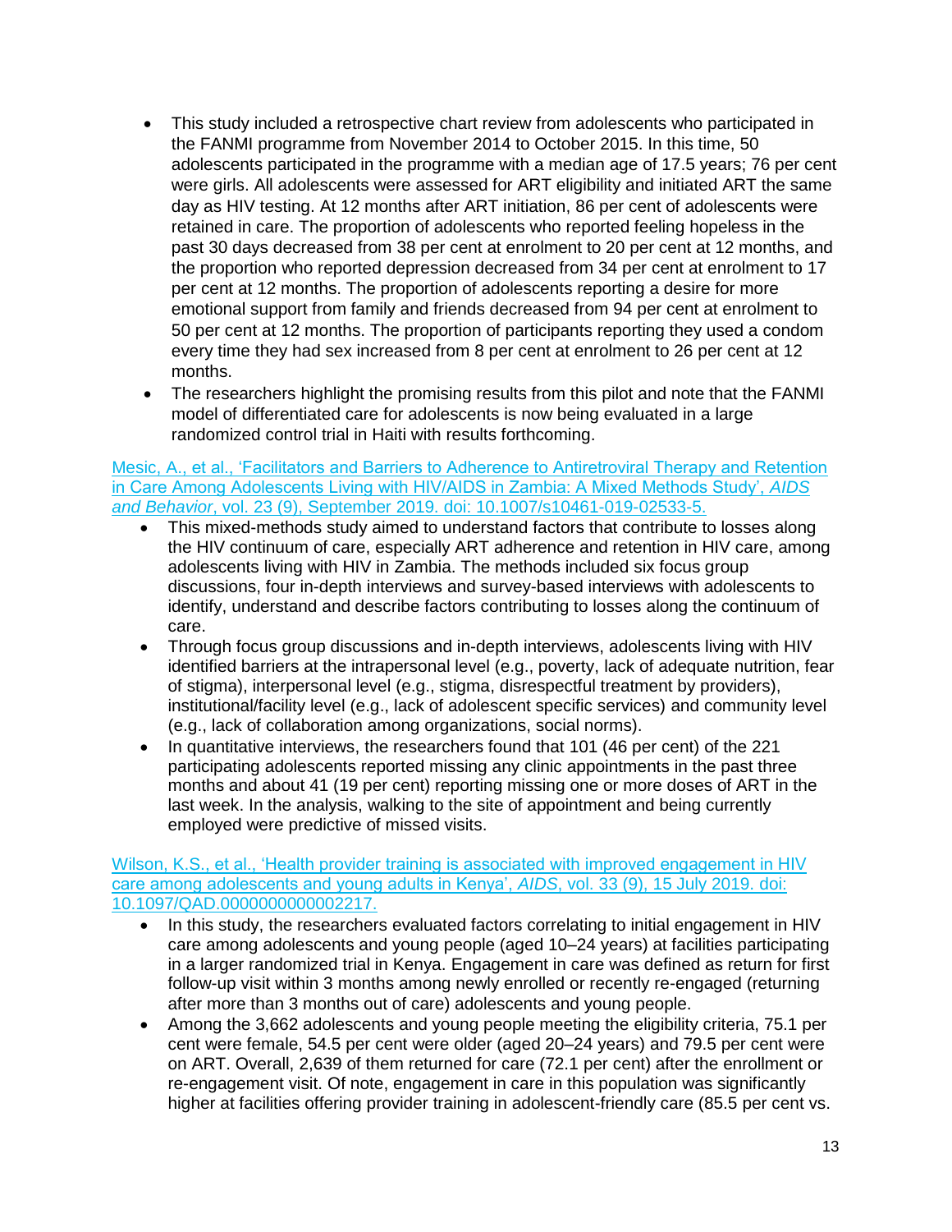- This study included a retrospective chart review from adolescents who participated in the FANMI programme from November 2014 to October 2015. In this time, 50 adolescents participated in the programme with a median age of 17.5 years; 76 per cent were girls. All adolescents were assessed for ART eligibility and initiated ART the same day as HIV testing. At 12 months after ART initiation, 86 per cent of adolescents were retained in care. The proportion of adolescents who reported feeling hopeless in the past 30 days decreased from 38 per cent at enrolment to 20 per cent at 12 months, and the proportion who reported depression decreased from 34 per cent at enrolment to 17 per cent at 12 months. The proportion of adolescents reporting a desire for more emotional support from family and friends decreased from 94 per cent at enrolment to 50 per cent at 12 months. The proportion of participants reporting they used a condom every time they had sex increased from 8 per cent at enrolment to 26 per cent at 12 months.
- The researchers highlight the promising results from this pilot and note that the FANMI model of differentiated care for adolescents is now being evaluated in a large randomized control trial in Haiti with results forthcoming.

Mesic, A., et al., 'Facilitators and Barriers to Adherence to Antiretroviral Therapy and Retention in Care Among Adolescents Living with HIV/AIDS in Zambia: A Mixed Methods Study', *AIDS and Behavior*, vol. 23 (9), September 2019. doi: 10.1007/s10461-019-02533-5.

- This mixed-methods study aimed to understand factors that contribute to losses along the HIV continuum of care, especially ART adherence and retention in HIV care, among adolescents living with HIV in Zambia. The methods included six focus group discussions, four in-depth interviews and survey-based interviews with adolescents to identify, understand and describe factors contributing to losses along the continuum of care.
- Through focus group discussions and in-depth interviews, adolescents living with HIV identified barriers at the intrapersonal level (e.g., poverty, lack of adequate nutrition, fear of stigma), interpersonal level (e.g., stigma, disrespectful treatment by providers), institutional/facility level (e.g., lack of adolescent specific services) and community level (e.g., lack of collaboration among organizations, social norms).
- In quantitative interviews, the researchers found that 101 (46 per cent) of the 221 participating adolescents reported missing any clinic appointments in the past three months and about 41 (19 per cent) reporting missing one or more doses of ART in the last week. In the analysis, walking to the site of appointment and being currently employed were predictive of missed visits.

Wilson, K.S., et al., 'Health provider training is associated with improved engagement in HIV care among adolescents and young adults in Kenya', *AIDS*, vol. 33 (9), 15 July 2019. doi: 10.1097/QAD.0000000000002217.

- In this study, the researchers evaluated factors correlating to initial engagement in HIV care among adolescents and young people (aged 10–24 years) at facilities participating in a larger randomized trial in Kenya. Engagement in care was defined as return for first follow-up visit within 3 months among newly enrolled or recently re-engaged (returning after more than 3 months out of care) adolescents and young people.
- Among the 3,662 adolescents and young people meeting the eligibility criteria, 75.1 per cent were female, 54.5 per cent were older (aged 20–24 years) and 79.5 per cent were on ART. Overall, 2,639 of them returned for care (72.1 per cent) after the enrollment or re-engagement visit. Of note, engagement in care in this population was significantly higher at facilities offering provider training in adolescent-friendly care (85.5 per cent vs.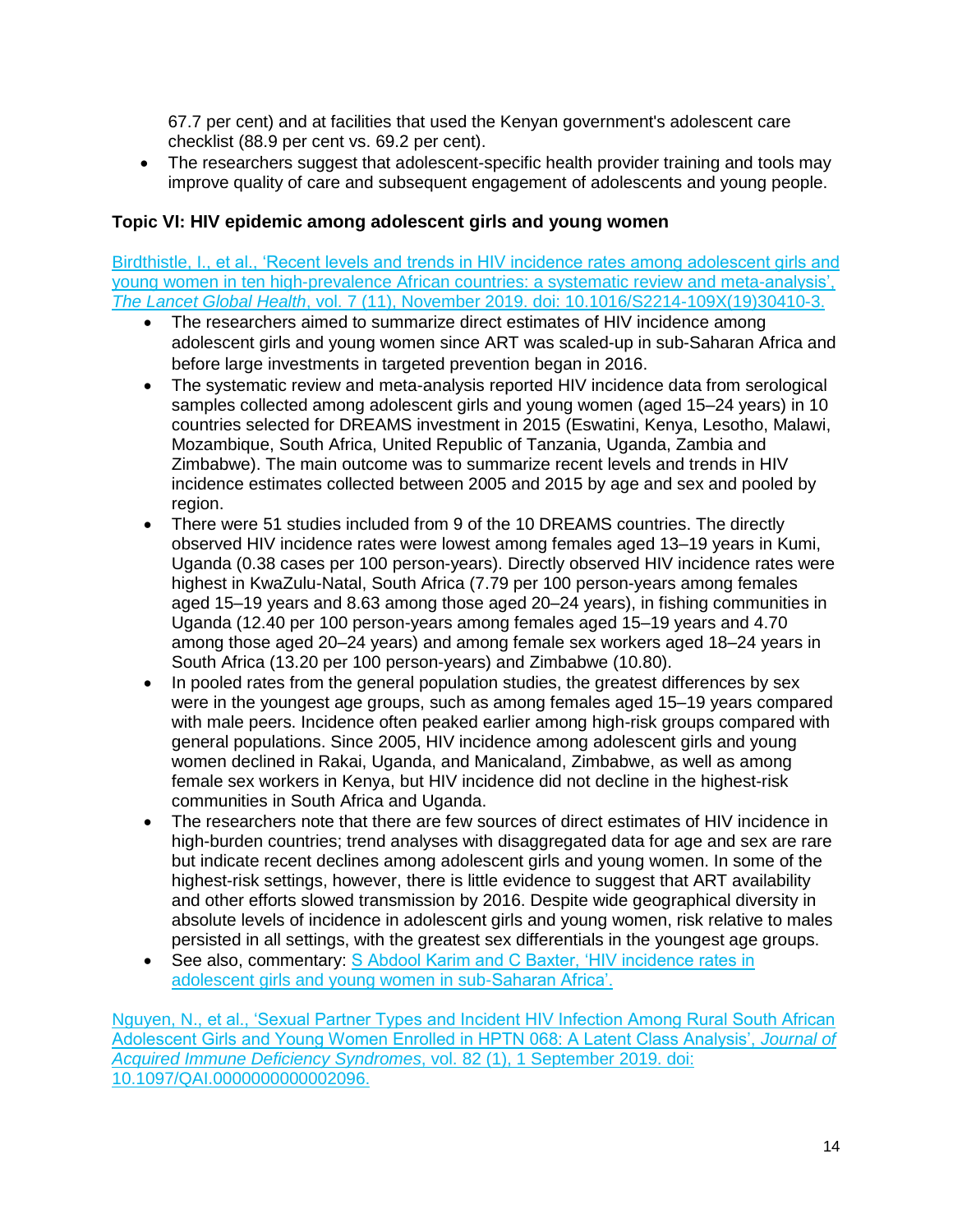67.7 per cent) and at facilities that used the Kenyan government's adolescent care checklist (88.9 per cent vs. 69.2 per cent).

- The researchers suggest that adolescent-specific health provider training and tools may improve quality of care and subsequent engagement of adolescents and young people.

### Topic VI: HIV epidemic among adolescent girls and young women

Birdthistle, I., et al., 'Recent levels and trends in HIV incidence rates among adolescent girls and young women in ten high-prevalence African countries: a systematic review and meta-analysis', *The Lancet Global Health*, vol. 7 (11), November 2019. doi: 10.1016/S2214-109X(19)30410-3.

- The researchers aimed to summarize direct estimates of HIV incidence among adolescent girls and young women since ART was scaled-up in sub-Saharan Africa and before large investments in targeted prevention began in 2016.
- The systematic review and meta-analysis reported HIV incidence data from serological samples collected among adolescent girls and young women (aged 15–24 years) in 10 countries selected for DREAMS investment in 2015 (Eswatini, Kenya, Lesotho, Malawi, Mozambique, South Africa, United Republic of Tanzania, Uganda, Zambia and Zimbabwe). The main outcome was to summarize recent levels and trends in HIV incidence estimates collected between 2005 and 2015 by age and sex and pooled by region.
- There were 51 studies included from 9 of the 10 DREAMS countries. The directly observed HIV incidence rates were lowest among females aged 13–19 years in Kumi, Uganda (0.38 cases per 100 person-years). Directly observed HIV incidence rates were highest in KwaZulu-Natal, South Africa (7.79 per 100 person-years among females aged 15–19 years and 8.63 among those aged 20–24 years), in fishing communities in Uganda (12.40 per 100 person-years among females aged 15–19 years and 4.70 among those aged 20–24 years) and among female sex workers aged 18–24 years in South Africa (13.20 per 100 person-years) and Zimbabwe (10.80).
- In pooled rates from the general population studies, the greatest differences by sex were in the youngest age groups, such as among females aged 15–19 years compared with male peers. Incidence often peaked earlier among high-risk groups compared with general populations. Since 2005, HIV incidence among adolescent girls and young women declined in Rakai, Uganda, and Manicaland, Zimbabwe, as well as among female sex workers in Kenya, but HIV incidence did not decline in the highest-risk communities in South Africa and Uganda.
- The researchers note that there are few sources of direct estimates of HIV incidence in high-burden countries; trend analyses with disaggregated data for age and sex are rare but indicate recent declines among adolescent girls and young women. In some of the highest-risk settings, however, there is little evidence to suggest that ART availability and other efforts slowed transmission by 2016. Despite wide geographical diversity in absolute levels of incidence in adolescent girls and young women, risk relative to males persisted in all settings, with the greatest sex differentials in the youngest age groups.
- See also, commentary: S Abdool Karim and C Baxter, 'HIV incidence rates in adolescent girls and young women in sub-Saharan Africa'.

Nguyen, N., et al., 'Sexual Partner Types and Incident HIV Infection Among Rural South African Adolescent Girls and Young Women Enrolled in HPTN 068: A Latent Class Analysis', *Journal of Acquired Immune Deficiency Syndromes*, vol. 82 (1), 1 September 2019. doi: 10.1097/QAI.0000000000002096.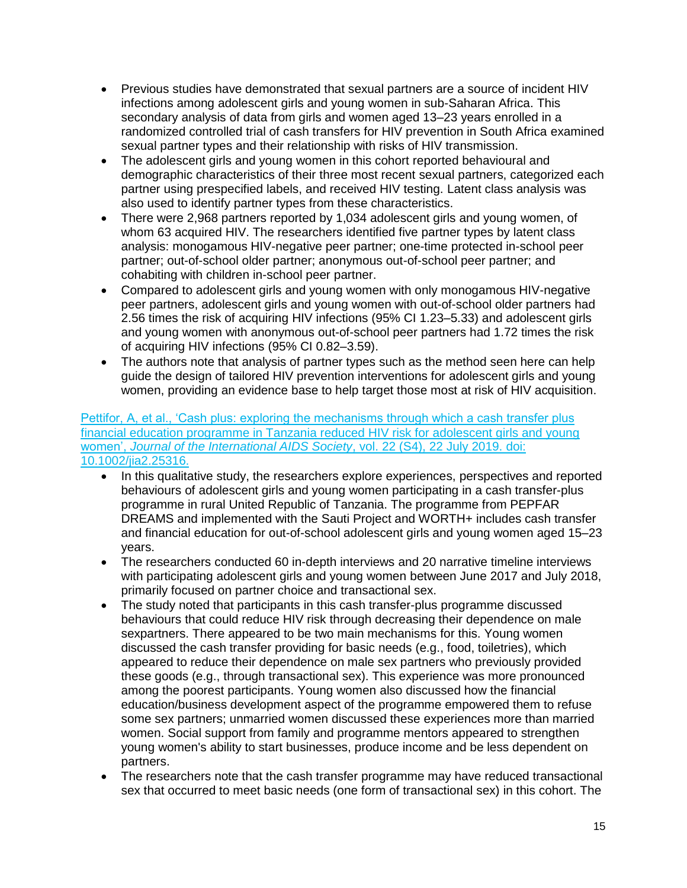- Previous studies have demonstrated that sexual partners are a source of incident HIV infections among adolescent girls and young women in sub-Saharan Africa. This secondary analysis of data from girls and women aged 13–23 years enrolled in a randomized controlled trial of cash transfers for HIV prevention in South Africa examined sexual partner types and their relationship with risks of HIV transmission.
- The adolescent girls and young women in this cohort reported behavioural and demographic characteristics of their three most recent sexual partners, categorized each partner using prespecified labels, and received HIV testing. Latent class analysis was also used to identify partner types from these characteristics.
- There were 2,968 partners reported by 1,034 adolescent girls and young women, of whom 63 acquired HIV. The researchers identified five partner types by latent class analysis: monogamous HIV-negative peer partner; one-time protected in-school peer partner; out-of-school older partner; anonymous out-of-school peer partner; and cohabiting with children in-school peer partner.
- Compared to adolescent girls and young women with only monogamous HIV-negative peer partners, adolescent girls and young women with out-of-school older partners had 2.56 times the risk of acquiring HIV infections (95% CI 1.23–5.33) and adolescent girls and young women with anonymous out-of-school peer partners had 1.72 times the risk of acquiring HIV infections (95% CI 0.82–3.59).
- The authors note that analysis of partner types such as the method seen here can help guide the design of tailored HIV prevention interventions for adolescent girls and young women, providing an evidence base to help target those most at risk of HIV acquisition.

Pettifor, A, et al., 'Cash plus: exploring the mechanisms through which a cash transfer plus financial education programme in Tanzania reduced HIV risk for adolescent girls and young women', *Journal of the International AIDS Society*, vol. 22 (S4), 22 July 2019. doi: 10.1002/jia2.25316.

- In this qualitative study, the researchers explore experiences, perspectives and reported behaviours of adolescent girls and young women participating in a cash transfer-plus programme in rural United Republic of Tanzania. The programme from PEPFAR DREAMS and implemented with the Sauti Project and WORTH+ includes cash transfer and financial education for out-of-school adolescent girls and young women aged 15–23 years.
- The researchers conducted 60 in-depth interviews and 20 narrative timeline interviews with participating adolescent girls and young women between June 2017 and July 2018, primarily focused on partner choice and transactional sex.
- The study noted that participants in this cash transfer-plus programme discussed behaviours that could reduce HIV risk through decreasing their dependence on male sexpartners. There appeared to be two main mechanisms for this. Young women discussed the cash transfer providing for basic needs (e.g., food, toiletries), which appeared to reduce their dependence on male sex partners who previously provided these goods (e.g., through transactional sex). This experience was more pronounced among the poorest participants. Young women also discussed how the financial education/business development aspect of the programme empowered them to refuse some sex partners; unmarried women discussed these experiences more than married women. Social support from family and programme mentors appeared to strengthen young women's ability to start businesses, produce income and be less dependent on partners.
- The researchers note that the cash transfer programme may have reduced transactional sex that occurred to meet basic needs (one form of transactional sex) in this cohort. The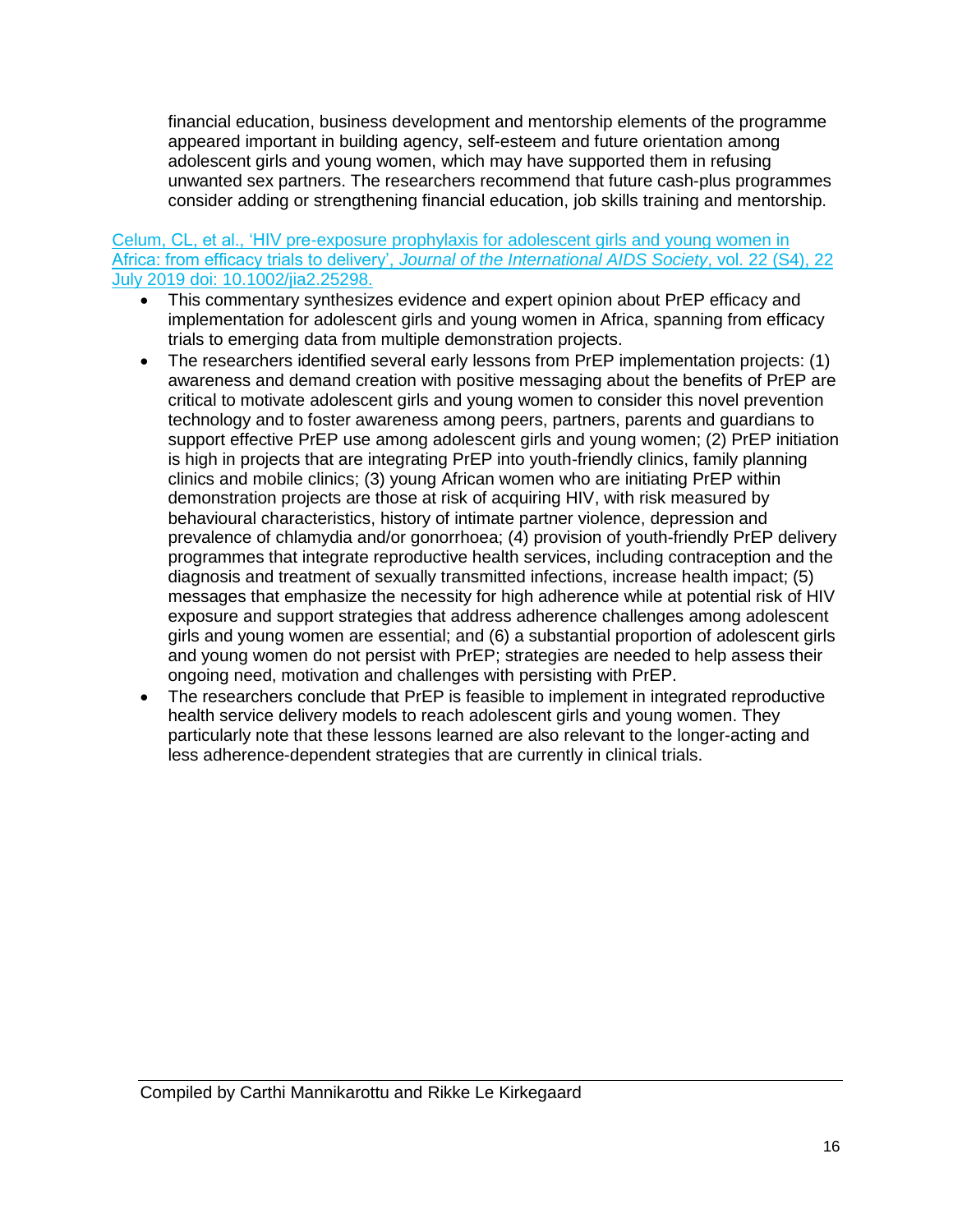financial education, business development and mentorship elements of the programme appeared important in building agency, self-esteem and future orientation among adolescent girls and young women, which may have supported them in refusing unwanted sex partners. The researchers recommend that future cash-plus programmes consider adding or strengthening financial education, job skills training and mentorship.

[Celum, CL, et al., 'HIV pre-exposure prophylaxis for adolescent girls and young women in Africa: from efficacy trials to delivery', *Journal of the International AIDS Society*, vol. 22 (S4), 22 July 2019 doi: 10.1002/jia2.25298.]

- This commentary synthesizes evidence and expert opinion about PrEP efficacy and implementation for adolescent girls and young women in Africa, spanning from efficacy trials to emerging data from multiple demonstration projects.
- The researchers identified several early lessons from PrEP implementation projects: (1) awareness and demand creation with positive messaging about the benefits of PrEP are critical to motivate adolescent girls and young women to consider this novel prevention technology and to foster awareness among peers, partners, parents and guardians to support effective PrEP use among adolescent girls and young women; (2) PrEP initiation is high in projects that are integrating PrEP into youth-friendly clinics, family planning clinics and mobile clinics; (3) young African women who are initiating PrEP within demonstration projects are those at risk of acquiring HIV, with risk measured by behavioural characteristics, history of intimate partner violence, depression and prevalence of chlamydia and/or gonorrhoea; (4) provision of youth-friendly PrEP delivery programmes that integrate reproductive health services, including contraception and the diagnosis and treatment of sexually transmitted infections, increase health impact; (5) messages that emphasize the necessity for high adherence while at potential risk of HIV exposure and support strategies that address adherence challenges among adolescent girls and young women are essential; and (6) a substantial proportion of adolescent girls and young women do not persist with PrEP; strategies are needed to help assess their ongoing need, motivation and challenges with persisting with PrEP.
- The researchers conclude that PrEP is feasible to implement in integrated reproductive health service delivery models to reach adolescent girls and young women. They particularly note that these lessons learned are also relevant to the longer-acting and less adherence-dependent strategies that are currently in clinical trials.